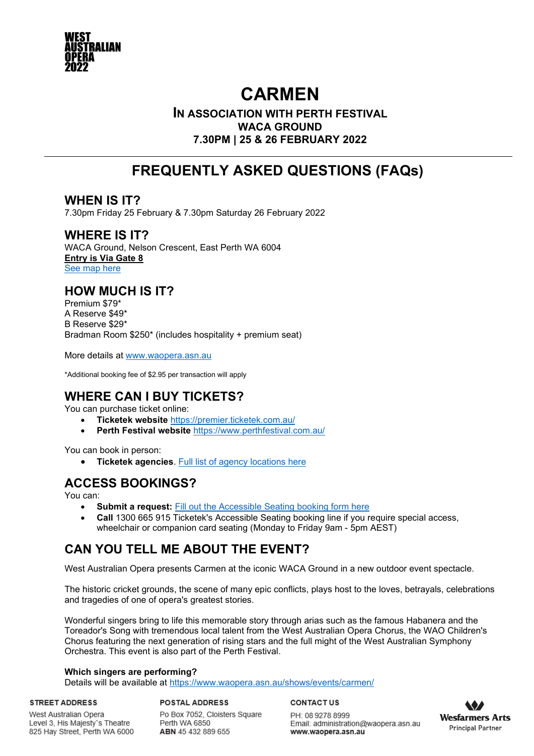WEST AUSTRALIAN OPERA 2022

# CARMEN

**IN ASSOCIATION WITH PERTH FESTIVAL**
**WACA GROUND**
**7.30PM | 25 & 26 FEBRUARY 2022**

---

# FREQUENTLY ASKED QUESTIONS (FAQs)

## WHEN IS IT?

7.30pm Friday 25 February & 7.30pm Saturday 26 February 2022

## WHERE IS IT?

WACA Ground, Nelson Crescent, East Perth WA 6004
**Entry is Via Gate 8**
See map here

## HOW MUCH IS IT?

Premium $79*
A Reserve $49*
B Reserve $29*
Bradman Room $250* (includes hospitality + premium seat)

More details at www.waopera.asn.au

*Additional booking fee of $2.95 per transaction will apply

## WHERE CAN I BUY TICKETS?

You can purchase ticket online:

- **Ticketek website** https://premier.ticketek.com.au/
- **Perth Festival website** https://www.perthfestival.com.au/

You can book in person:

- **Ticketek agencies**. Full list of agency locations here

## ACCESS BOOKINGS?

You can:

- **Submit a request:** Fill out the Accessible Seating booking form here
- **Call** 1300 665 915 Ticketek's Accessible Seating booking line if you require special access, wheelchair or companion card seating (Monday to Friday 9am - 5pm AEST)

## CAN YOU TELL ME ABOUT THE EVENT?

West Australian Opera presents Carmen at the iconic WACA Ground in a new outdoor event spectacle.

The historic cricket grounds, the scene of many epic conflicts, plays host to the loves, betrayals, celebrations and tragedies of one of opera's greatest stories.

Wonderful singers bring to life this memorable story through arias such as the famous Habanera and the Toreador's Song with tremendous local talent from the West Australian Opera Chorus, the WAO Children's Chorus featuring the next generation of rising stars and the full might of the West Australian Symphony Orchestra. This event is also part of the Perth Festival.

**Which singers are performing?**
Details will be available at https://www.waopera.asn.au/shows/events/carmen/

**STREET ADDRESS**
West Australian Opera
Level 3, His Majesty's Theatre
825 Hay Street, Perth WA 6000

**POSTAL ADDRESS**
Po Box 7052, Cloisters Square
Perth WA 6850
**ABN** 45 432 889 655

**CONTACT US**
PH: 08 9278 8999
Email: administration@waopera.asn.au
**www.waopera.asn.au**

Wesfarmers Arts
Principal Partner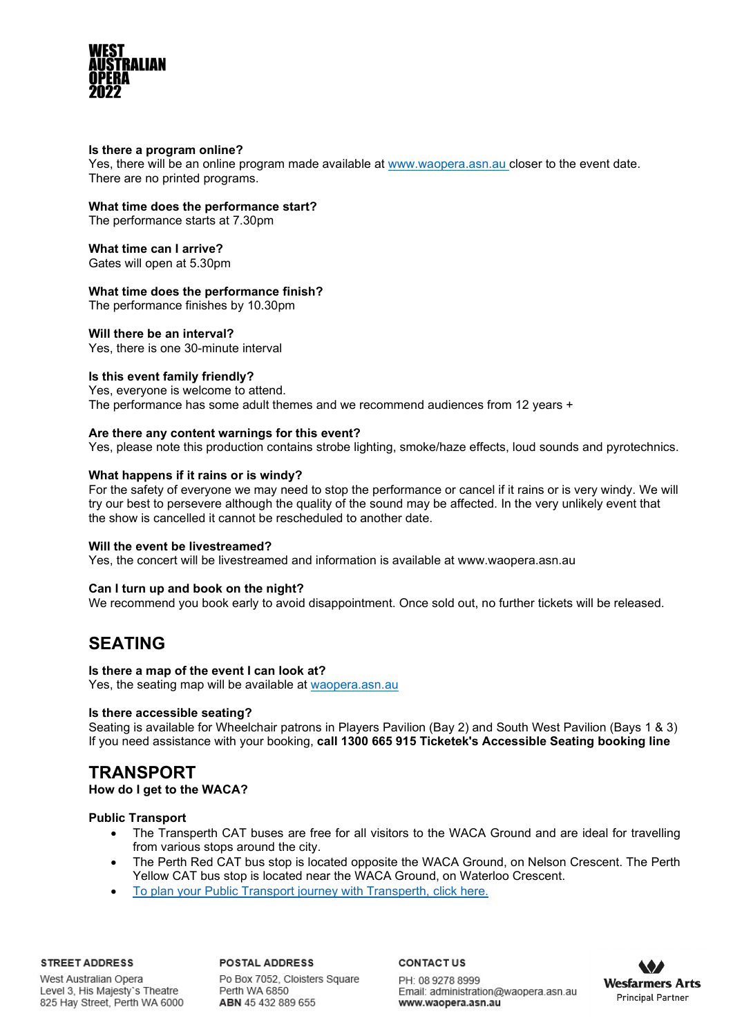**Is there a program online?**
Yes, there will be an online program made available at [www.waopera.asn.au](http://www.waopera.asn.au) closer to the event date. There are no printed programs.

**What time does the performance start?**
The performance starts at 7.30pm

**What time can I arrive?**
Gates will open at 5.30pm

**What time does the performance finish?**
The performance finishes by 10.30pm

**Will there be an interval?**
Yes, there is one 30-minute interval

**Is this event family friendly?**
Yes, everyone is welcome to attend.
The performance has some adult themes and we recommend audiences from 12 years +

**Are there any content warnings for this event?**
Yes, please note this production contains strobe lighting, smoke/haze effects, loud sounds and pyrotechnics.

**What happens if it rains or is windy?**
For the safety of everyone we may need to stop the performance or cancel if it rains or is very windy. We will try our best to persevere although the quality of the sound may be affected. In the very unlikely event that the show is cancelled it cannot be rescheduled to another date.

**Will the event be livestreamed?**
Yes, the concert will be livestreamed and information is available at www.waopera.asn.au

**Can I turn up and book on the night?**
We recommend you book early to avoid disappointment. Once sold out, no further tickets will be released.

## SEATING

**Is there a map of the event I can look at?**
Yes, the seating map will be available at [waopera.asn.au](http://waopera.asn.au)

**Is there accessible seating?**
Seating is available for Wheelchair patrons in Players Pavilion (Bay 2) and South West Pavilion (Bays 1 & 3)
If you need assistance with your booking, **call 1300 665 915 Ticketek's Accessible Seating booking line**

## TRANSPORT

**How do I get to the WACA?**

**Public Transport**

- The Transperth CAT buses are free for all visitors to the WACA Ground and are ideal for travelling from various stops around the city.
- The Perth Red CAT bus stop is located opposite the WACA Ground, on Nelson Crescent. The Perth Yellow CAT bus stop is located near the WACA Ground, on Waterloo Crescent.
- To plan your Public Transport journey with Transperth, click here.

**STREET ADDRESS**
West Australian Opera
Level 3, His Majesty's Theatre
825 Hay Street, Perth WA 6000

**POSTAL ADDRESS**
Po Box 7052, Cloisters Square
Perth WA 6850
**ABN** 45 432 889 655

**CONTACT US**
PH: 08 9278 8999
Email: administration@waopera.asn.au
**www.waopera.asn.au**

Wesfarmers Arts
Principal Partner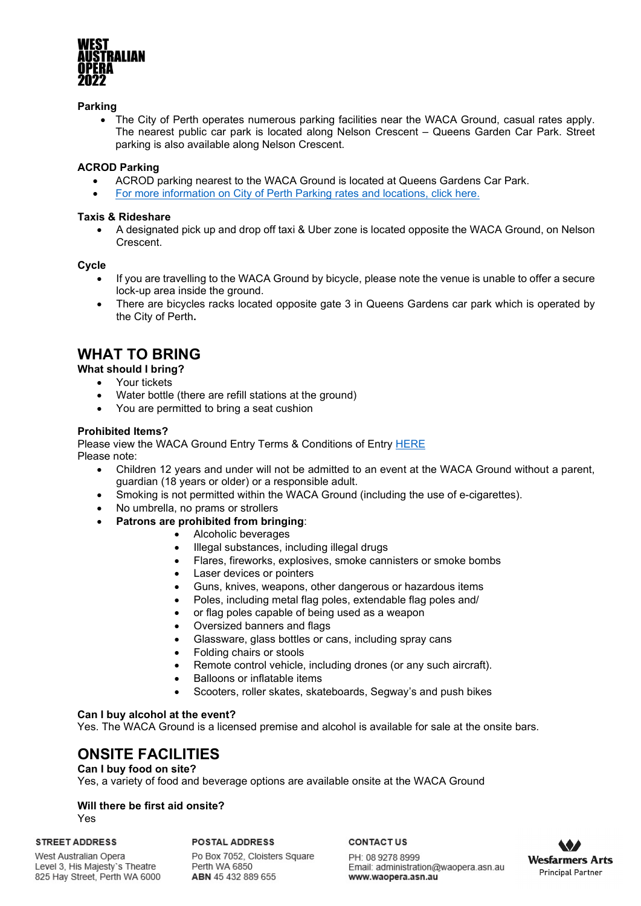### Parking

- The City of Perth operates numerous parking facilities near the WACA Ground, casual rates apply. The nearest public car park is located along Nelson Crescent – Queens Garden Car Park. Street parking is also available along Nelson Crescent.

### ACROD Parking

- ACROD parking nearest to the WACA Ground is located at Queens Gardens Car Park.
- For more information on City of Perth Parking rates and locations, click here.

### Taxis & Rideshare

- A designated pick up and drop off taxi & Uber zone is located opposite the WACA Ground, on Nelson Crescent.

### Cycle

- If you are travelling to the WACA Ground by bicycle, please note the venue is unable to offer a secure lock-up area inside the ground.
- There are bicycles racks located opposite gate 3 in Queens Gardens car park which is operated by the City of Perth.

## WHAT TO BRING

**What should I bring?**

- Your tickets
- Water bottle (there are refill stations at the ground)
- You are permitted to bring a seat cushion

**Prohibited Items?**

Please view the WACA Ground Entry Terms & Conditions of Entry HERE

Please note:

- Children 12 years and under will not be admitted to an event at the WACA Ground without a parent, guardian (18 years or older) or a responsible adult.
- Smoking is not permitted within the WACA Ground (including the use of e-cigarettes).
- No umbrella, no prams or strollers
- **Patrons are prohibited from bringing**:
    - Alcoholic beverages
    - Illegal substances, including illegal drugs
    - Flares, fireworks, explosives, smoke cannisters or smoke bombs
    - Laser devices or pointers
    - Guns, knives, weapons, other dangerous or hazardous items
    - Poles, including metal flag poles, extendable flag poles and/
    - or flag poles capable of being used as a weapon
    - Oversized banners and flags
    - Glassware, glass bottles or cans, including spray cans
    - Folding chairs or stools
    - Remote control vehicle, including drones (or any such aircraft).
    - Balloons or inflatable items
    - Scooters, roller skates, skateboards, Segway's and push bikes

**Can I buy alcohol at the event?**

Yes. The WACA Ground is a licensed premise and alcohol is available for sale at the onsite bars.

## ONSITE FACILITIES

**Can I buy food on site?**

Yes, a variety of food and beverage options are available onsite at the WACA Ground

**Will there be first aid onsite?**

Yes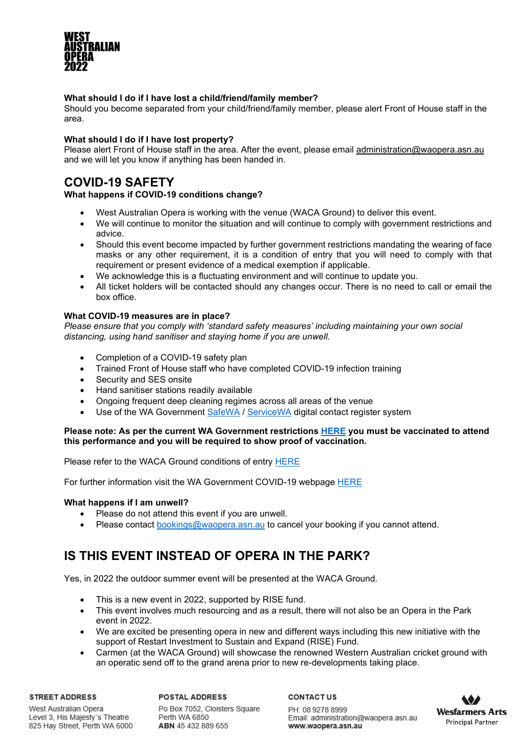**What should I do if I have lost a child/friend/family member?**
Should you become separated from your child/friend/family member, please alert Front of House staff in the area.

**What should I do if I have lost property?**
Please alert Front of House staff in the area. After the event, please email administration@waopera.asn.au and we will let you know if anything has been handed in.

## COVID-19 SAFETY

**What happens if COVID-19 conditions change?**

- West Australian Opera is working with the venue (WACA Ground) to deliver this event.
- We will continue to monitor the situation and will continue to comply with government restrictions and advice.
- Should this event become impacted by further government restrictions mandating the wearing of face masks or any other requirement, it is a condition of entry that you will need to comply with that requirement or present evidence of a medical exemption if applicable.
- We acknowledge this is a fluctuating environment and will continue to update you.
- All ticket holders will be contacted should any changes occur. There is no need to call or email the box office.

**What COVID-19 measures are in place?**
*Please ensure that you comply with 'standard safety measures' including maintaining your own social distancing, using hand sanitiser and staying home if you are unwell.*

- Completion of a COVID-19 safety plan
- Trained Front of House staff who have completed COVID-19 infection training
- Security and SES onsite
- Hand sanitiser stations readily available
- Ongoing frequent deep cleaning regimes across all areas of the venue
- Use of the WA Government SafeWA / ServiceWA digital contact register system

**Please note: As per the current WA Government restrictions HERE you must be vaccinated to attend this performance and you will be required to show proof of vaccination.**

Please refer to the WACA Ground conditions of entry HERE

For further information visit the WA Government COVID-19 webpage HERE

**What happens if I am unwell?**

- Please do not attend this event if you are unwell.
- Please contact bookings@waopera.asn.au to cancel your booking if you cannot attend.

## IS THIS EVENT INSTEAD OF OPERA IN THE PARK?

Yes, in 2022 the outdoor summer event will be presented at the WACA Ground.

- This is a new event in 2022, supported by RISE fund.
- This event involves much resourcing and as a result, there will not also be an Opera in the Park event in 2022.
- We are excited be presenting opera in new and different ways including this new initiative with the support of Restart Investment to Sustain and Expand (RISE) Fund.
- Carmen (at the WACA Ground) will showcase the renowned Western Australian cricket ground with an operatic send off to the grand arena prior to new re-developments taking place.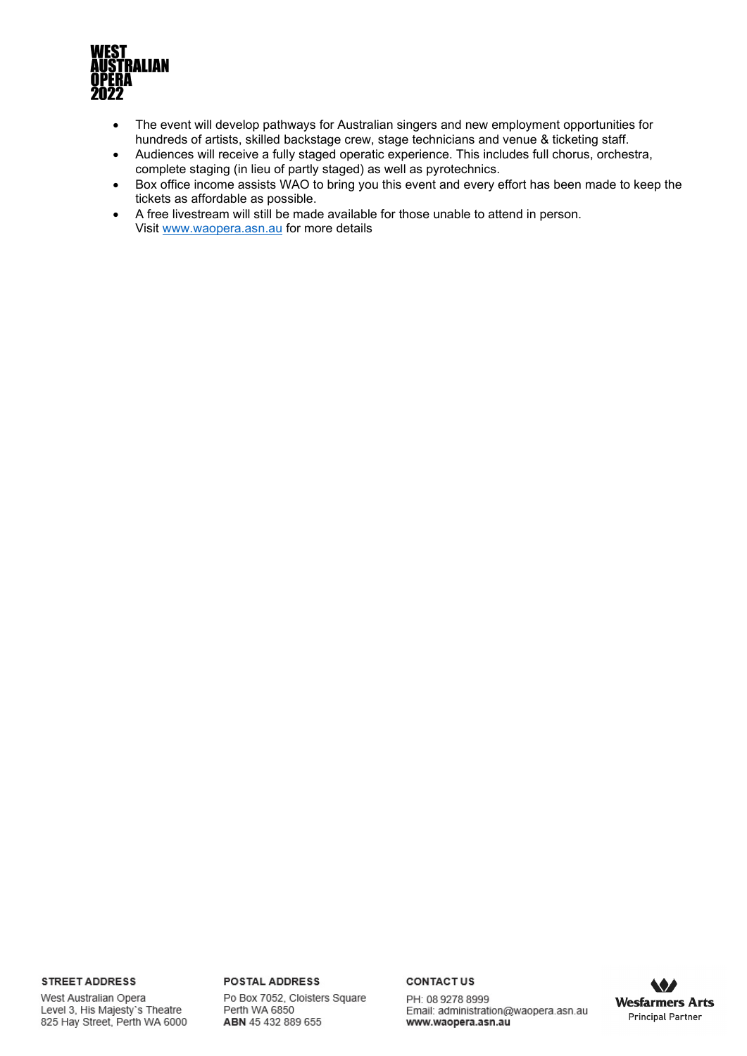- The event will develop pathways for Australian singers and new employment opportunities for hundreds of artists, skilled backstage crew, stage technicians and venue & ticketing staff.
- Audiences will receive a fully staged operatic experience. This includes full chorus, orchestra, complete staging (in lieu of partly staged) as well as pyrotechnics.
- Box office income assists WAO to bring you this event and every effort has been made to keep the tickets as affordable as possible.
- A free livestream will still be made available for those unable to attend in person. Visit www.waopera.asn.au for more details